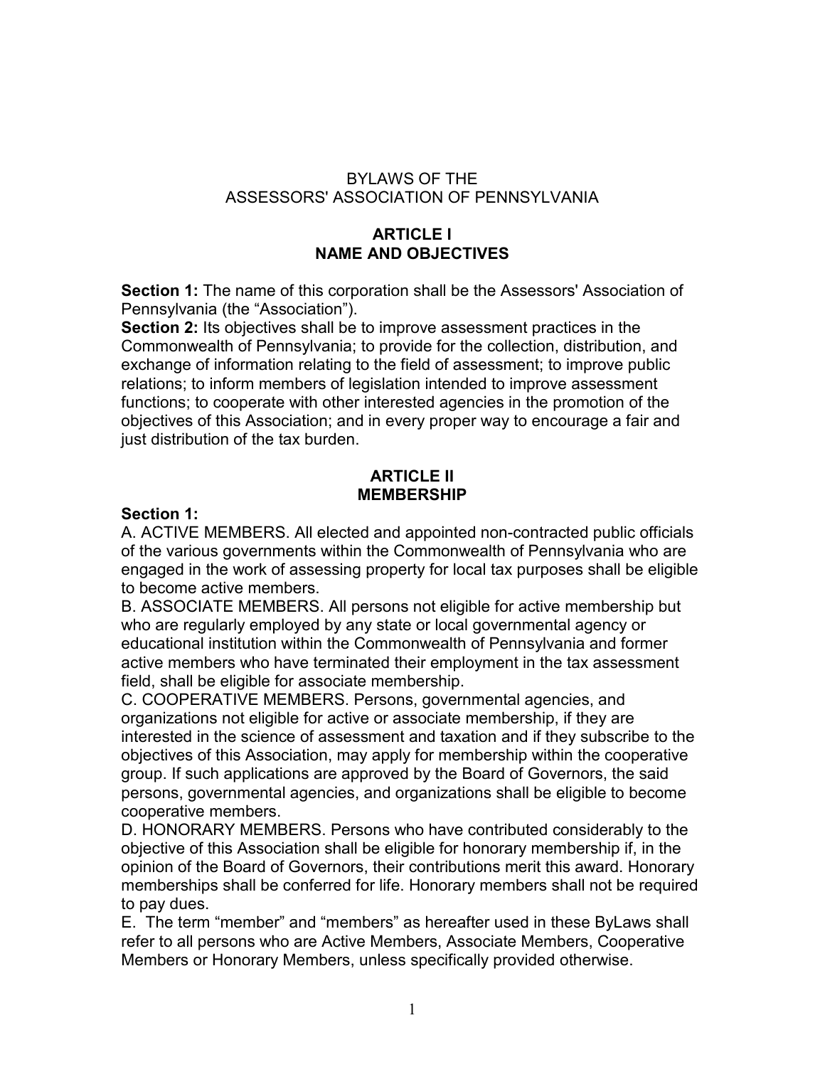# BYLAWS OF THE ASSESSORS' ASSOCIATION OF PENNSYLVANIA

## ARTICLE I
## NAME AND OBJECTIVES

**Section 1:** The name of this corporation shall be the Assessors' Association of Pennsylvania (the "Association").

**Section 2:** Its objectives shall be to improve assessment practices in the Commonwealth of Pennsylvania; to provide for the collection, distribution, and exchange of information relating to the field of assessment; to improve public relations; to inform members of legislation intended to improve assessment functions; to cooperate with other interested agencies in the promotion of the objectives of this Association; and in every proper way to encourage a fair and just distribution of the tax burden.

## ARTICLE II
## MEMBERSHIP

**Section 1:**

A. ACTIVE MEMBERS. All elected and appointed non-contracted public officials of the various governments within the Commonwealth of Pennsylvania who are engaged in the work of assessing property for local tax purposes shall be eligible to become active members.

B. ASSOCIATE MEMBERS. All persons not eligible for active membership but who are regularly employed by any state or local governmental agency or educational institution within the Commonwealth of Pennsylvania and former active members who have terminated their employment in the tax assessment field, shall be eligible for associate membership.

C. COOPERATIVE MEMBERS. Persons, governmental agencies, and organizations not eligible for active or associate membership, if they are interested in the science of assessment and taxation and if they subscribe to the objectives of this Association, may apply for membership within the cooperative group. If such applications are approved by the Board of Governors, the said persons, governmental agencies, and organizations shall be eligible to become cooperative members.

D. HONORARY MEMBERS. Persons who have contributed considerably to the objective of this Association shall be eligible for honorary membership if, in the opinion of the Board of Governors, their contributions merit this award. Honorary memberships shall be conferred for life. Honorary members shall not be required to pay dues.

E. The term "member" and "members" as hereafter used in these ByLaws shall refer to all persons who are Active Members, Associate Members, Cooperative Members or Honorary Members, unless specifically provided otherwise.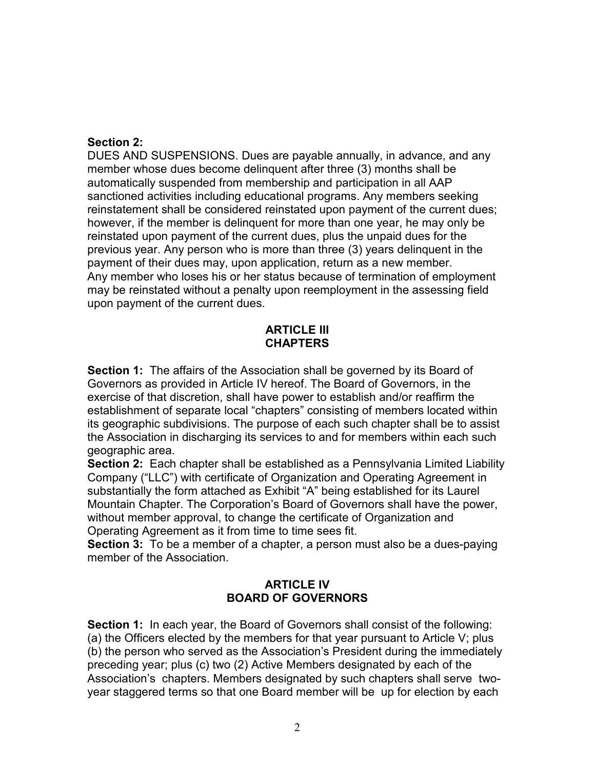**Section 2:**
DUES AND SUSPENSIONS. Dues are payable annually, in advance, and any member whose dues become delinquent after three (3) months shall be automatically suspended from membership and participation in all AAP sanctioned activities including educational programs. Any members seeking reinstatement shall be considered reinstated upon payment of the current dues; however, if the member is delinquent for more than one year, he may only be reinstated upon payment of the current dues, plus the unpaid dues for the previous year. Any person who is more than three (3) years delinquent in the payment of their dues may, upon application, return as a new member.
Any member who loses his or her status because of termination of employment may be reinstated without a penalty upon reemployment in the assessing field upon payment of the current dues.

## ARTICLE III
## CHAPTERS

**Section 1:** The affairs of the Association shall be governed by its Board of Governors as provided in Article IV hereof. The Board of Governors, in the exercise of that discretion, shall have power to establish and/or reaffirm the establishment of separate local "chapters" consisting of members located within its geographic subdivisions. The purpose of each such chapter shall be to assist the Association in discharging its services to and for members within each such geographic area.

**Section 2:** Each chapter shall be established as a Pennsylvania Limited Liability Company ("LLC") with certificate of Organization and Operating Agreement in substantially the form attached as Exhibit "A" being established for its Laurel Mountain Chapter. The Corporation's Board of Governors shall have the power, without member approval, to change the certificate of Organization and Operating Agreement as it from time to time sees fit.

**Section 3:** To be a member of a chapter, a person must also be a dues-paying member of the Association.

## ARTICLE IV
## BOARD OF GOVERNORS

**Section 1:** In each year, the Board of Governors shall consist of the following: (a) the Officers elected by the members for that year pursuant to Article V; plus (b) the person who served as the Association's President during the immediately preceding year; plus (c) two (2) Active Members designated by each of the Association's chapters. Members designated by such chapters shall serve two-year staggered terms so that one Board member will be up for election by each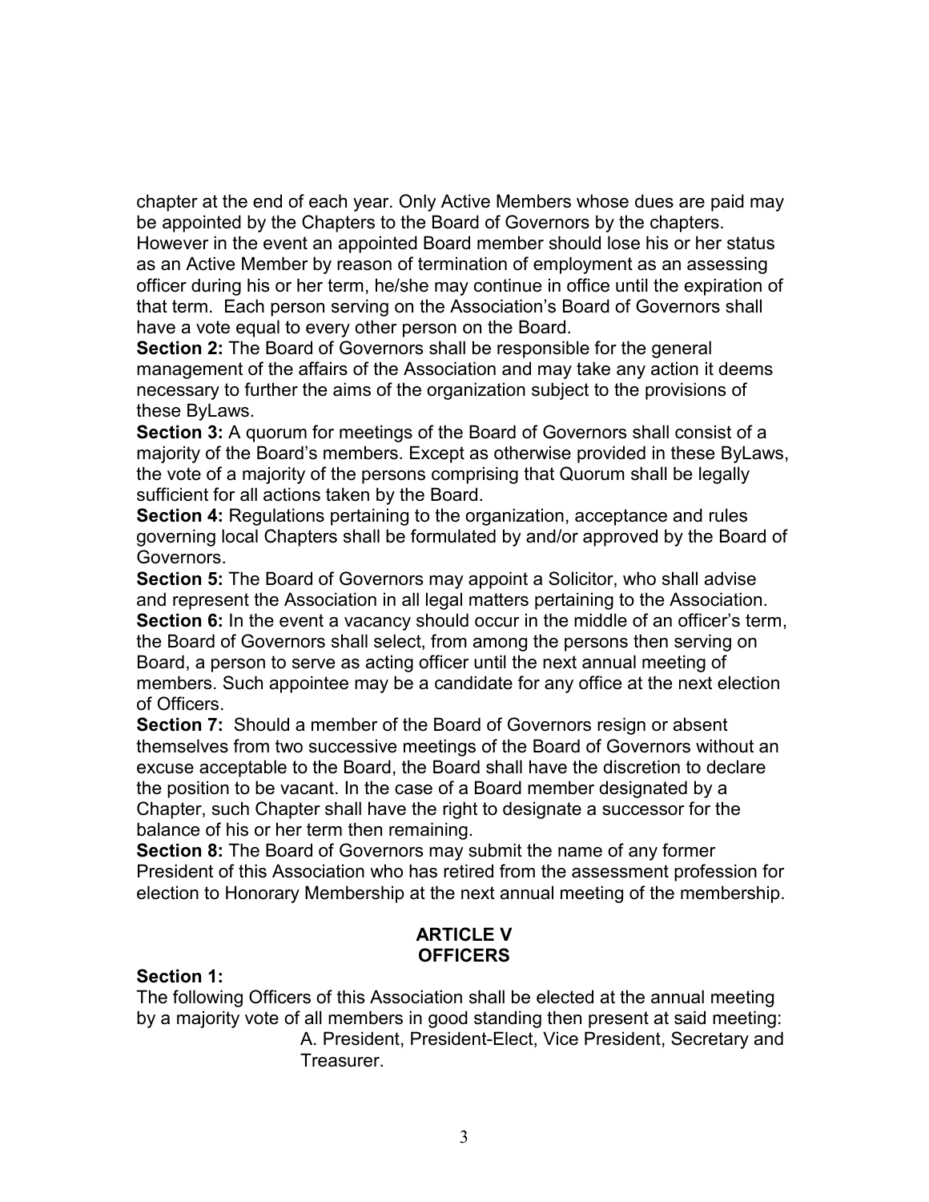chapter at the end of each year. Only Active Members whose dues are paid may be appointed by the Chapters to the Board of Governors by the chapters. However in the event an appointed Board member should lose his or her status as an Active Member by reason of termination of employment as an assessing officer during his or her term, he/she may continue in office until the expiration of that term. Each person serving on the Association's Board of Governors shall have a vote equal to every other person on the Board.

**Section 2:** The Board of Governors shall be responsible for the general management of the affairs of the Association and may take any action it deems necessary to further the aims of the organization subject to the provisions of these ByLaws.

**Section 3:** A quorum for meetings of the Board of Governors shall consist of a majority of the Board's members. Except as otherwise provided in these ByLaws, the vote of a majority of the persons comprising that Quorum shall be legally sufficient for all actions taken by the Board.

**Section 4:** Regulations pertaining to the organization, acceptance and rules governing local Chapters shall be formulated by and/or approved by the Board of Governors.

**Section 5:** The Board of Governors may appoint a Solicitor, who shall advise and represent the Association in all legal matters pertaining to the Association.

**Section 6:** In the event a vacancy should occur in the middle of an officer's term, the Board of Governors shall select, from among the persons then serving on Board, a person to serve as acting officer until the next annual meeting of members. Such appointee may be a candidate for any office at the next election of Officers.

**Section 7:** Should a member of the Board of Governors resign or absent themselves from two successive meetings of the Board of Governors without an excuse acceptable to the Board, the Board shall have the discretion to declare the position to be vacant. In the case of a Board member designated by a Chapter, such Chapter shall have the right to designate a successor for the balance of his or her term then remaining.

**Section 8:** The Board of Governors may submit the name of any former President of this Association who has retired from the assessment profession for election to Honorary Membership at the next annual meeting of the membership.

## ARTICLE V
## OFFICERS

**Section 1:**

The following Officers of this Association shall be elected at the annual meeting by a majority vote of all members in good standing then present at said meeting:

A. President, President-Elect, Vice President, Secretary and Treasurer.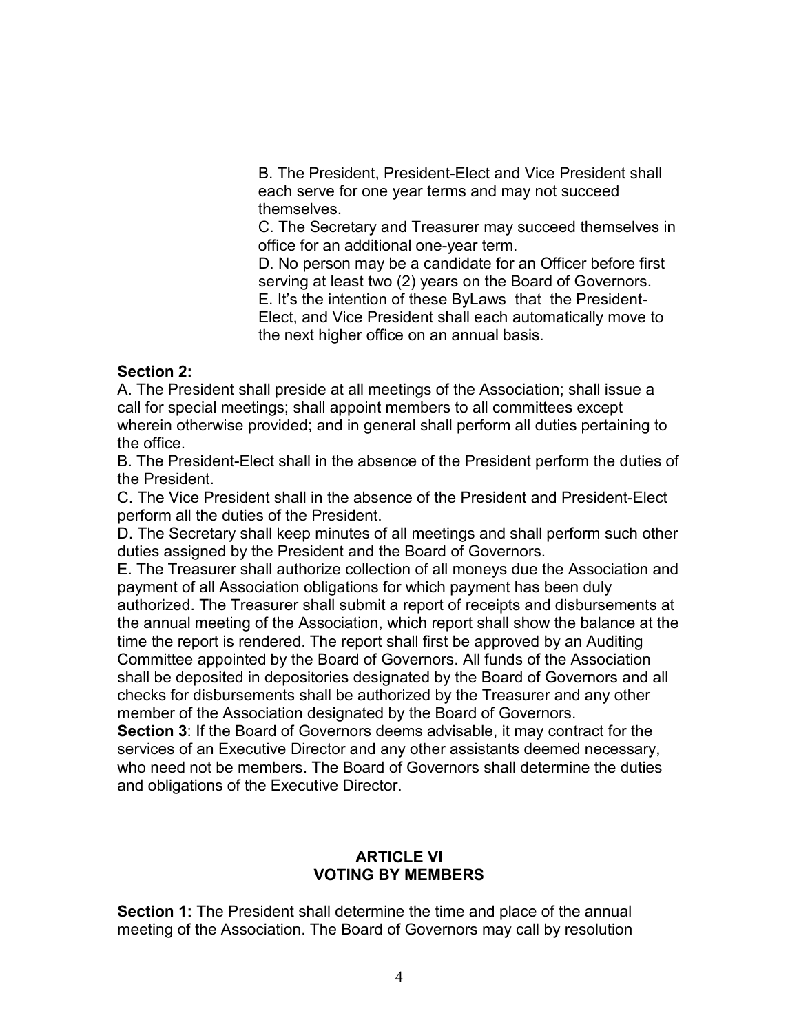B. The President, President-Elect and Vice President shall each serve for one year terms and may not succeed themselves.

C. The Secretary and Treasurer may succeed themselves in office for an additional one-year term.

D. No person may be a candidate for an Officer before first serving at least two (2) years on the Board of Governors.

E. It's the intention of these ByLaws that the President-Elect, and Vice President shall each automatically move to the next higher office on an annual basis.

**Section 2:**

A. The President shall preside at all meetings of the Association; shall issue a call for special meetings; shall appoint members to all committees except wherein otherwise provided; and in general shall perform all duties pertaining to the office.

B. The President-Elect shall in the absence of the President perform the duties of the President.

C. The Vice President shall in the absence of the President and President-Elect perform all the duties of the President.

D. The Secretary shall keep minutes of all meetings and shall perform such other duties assigned by the President and the Board of Governors.

E. The Treasurer shall authorize collection of all moneys due the Association and payment of all Association obligations for which payment has been duly authorized. The Treasurer shall submit a report of receipts and disbursements at the annual meeting of the Association, which report shall show the balance at the time the report is rendered. The report shall first be approved by an Auditing Committee appointed by the Board of Governors. All funds of the Association shall be deposited in depositories designated by the Board of Governors and all checks for disbursements shall be authorized by the Treasurer and any other member of the Association designated by the Board of Governors.

**Section 3**: If the Board of Governors deems advisable, it may contract for the services of an Executive Director and any other assistants deemed necessary, who need not be members. The Board of Governors shall determine the duties and obligations of the Executive Director.

## ARTICLE VI
## VOTING BY MEMBERS

**Section 1:** The President shall determine the time and place of the annual meeting of the Association. The Board of Governors may call by resolution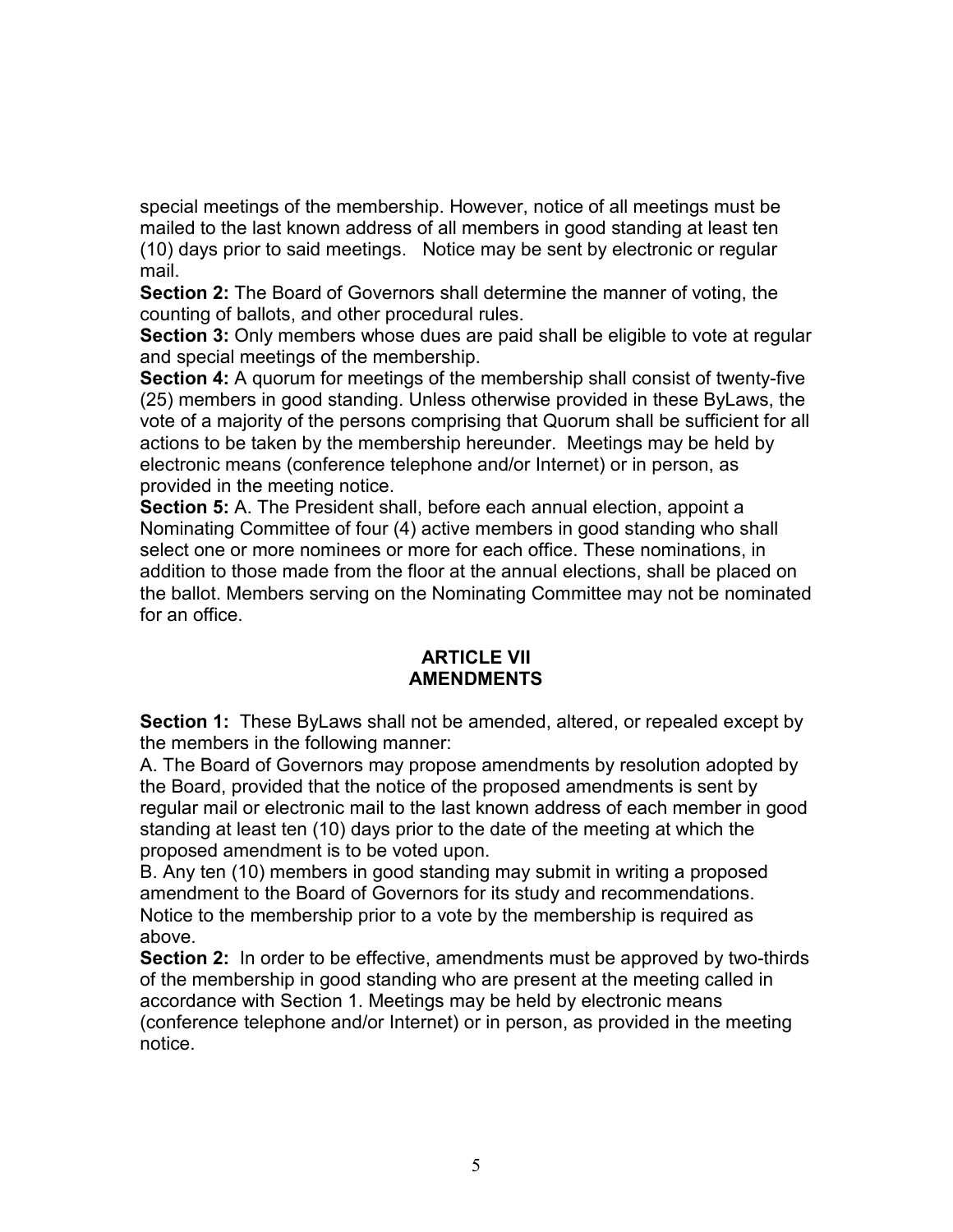special meetings of the membership. However, notice of all meetings must be mailed to the last known address of all members in good standing at least ten (10) days prior to said meetings. Notice may be sent by electronic or regular mail.

**Section 2:** The Board of Governors shall determine the manner of voting, the counting of ballots, and other procedural rules.

**Section 3:** Only members whose dues are paid shall be eligible to vote at regular and special meetings of the membership.

**Section 4:** A quorum for meetings of the membership shall consist of twenty-five (25) members in good standing. Unless otherwise provided in these ByLaws, the vote of a majority of the persons comprising that Quorum shall be sufficient for all actions to be taken by the membership hereunder. Meetings may be held by electronic means (conference telephone and/or Internet) or in person, as provided in the meeting notice.

**Section 5:** A. The President shall, before each annual election, appoint a Nominating Committee of four (4) active members in good standing who shall select one or more nominees or more for each office. These nominations, in addition to those made from the floor at the annual elections, shall be placed on the ballot. Members serving on the Nominating Committee may not be nominated for an office.

## ARTICLE VII
## AMENDMENTS

**Section 1:** These ByLaws shall not be amended, altered, or repealed except by the members in the following manner:

A. The Board of Governors may propose amendments by resolution adopted by the Board, provided that the notice of the proposed amendments is sent by regular mail or electronic mail to the last known address of each member in good standing at least ten (10) days prior to the date of the meeting at which the proposed amendment is to be voted upon.

B. Any ten (10) members in good standing may submit in writing a proposed amendment to the Board of Governors for its study and recommendations. Notice to the membership prior to a vote by the membership is required as above.

**Section 2:** In order to be effective, amendments must be approved by two-thirds of the membership in good standing who are present at the meeting called in accordance with Section 1. Meetings may be held by electronic means (conference telephone and/or Internet) or in person, as provided in the meeting notice.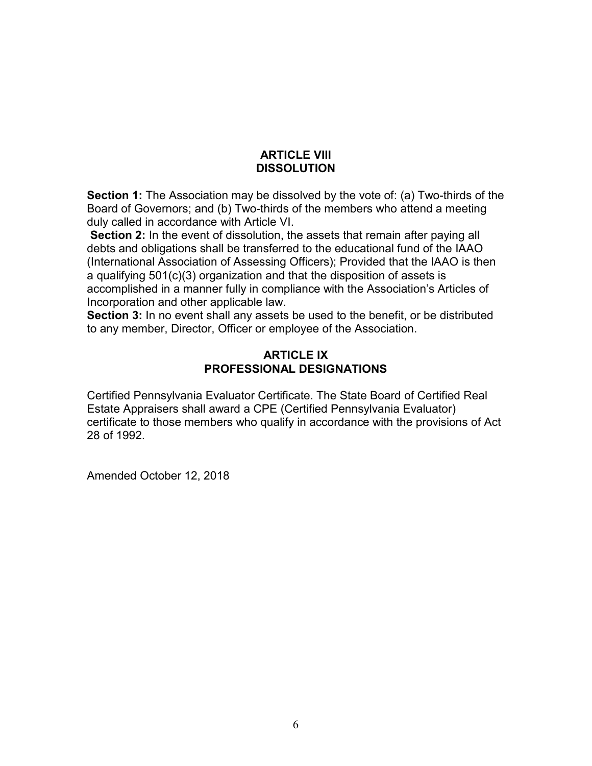## ARTICLE VIII
## DISSOLUTION

**Section 1:** The Association may be dissolved by the vote of: (a) Two-thirds of the Board of Governors; and (b) Two-thirds of the members who attend a meeting duly called in accordance with Article VI.

**Section 2:** In the event of dissolution, the assets that remain after paying all debts and obligations shall be transferred to the educational fund of the IAAO (International Association of Assessing Officers); Provided that the IAAO is then a qualifying 501(c)(3) organization and that the disposition of assets is accomplished in a manner fully in compliance with the Association's Articles of Incorporation and other applicable law.

**Section 3:** In no event shall any assets be used to the benefit, or be distributed to any member, Director, Officer or employee of the Association.

## ARTICLE IX
## PROFESSIONAL DESIGNATIONS

Certified Pennsylvania Evaluator Certificate. The State Board of Certified Real Estate Appraisers shall award a CPE (Certified Pennsylvania Evaluator) certificate to those members who qualify in accordance with the provisions of Act 28 of 1992.

Amended October 12, 2018